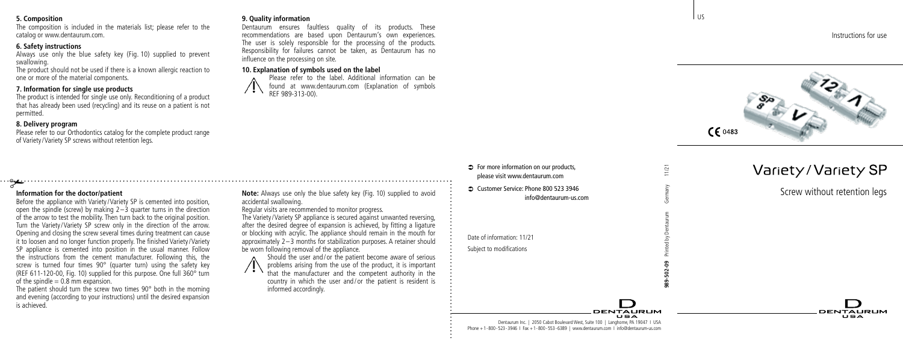US

Instructions for use

CE 0483

# Variety / Variety SP

Screw without retention legs

### 5. Composition

The composition is included in the materials list; please refer to the catalog or www.dentaurum.com.

### 6. Safety instructions

Always use only the blue safety key (Fig. 10) supplied to prevent swallowing.

The product should not be used if there is a known allergic reaction to one or more of the material components.

### 7. Information for single use products

The product is intended for single use only. Reconditioning of a product that has already been used (recycling) and its reuse on a patient is not permitted.

### 8. Delivery program

Please refer to our Orthodontics catalog for the complete product range of Variety / Variety SP screws without retention legs.

### 9. Quality information

Dentaurum ensures faultless quality of its products. These recommendations are based upon Dentaurum's own experiences. The user is solely responsible for the processing of the products. Responsibility for failures cannot be taken, as Dentaurum has no influence on the processing on site.

### 10. Explanation of symbols used on the label

Please refer to the label. Additional information can be found at www.dentaurum.com (Explanation of symbols REF 989-313-00).

### Information for the doctor/patient

Before the appliance with Variety / Variety SP is cemented into position, open the spindle (screw) by making 2 – 3 quarter turns in the direction of the arrow to test the mobility. Then turn back to the original position. Turn the Variety / Variety SP screw only in the direction of the arrow. Opening and closing the screw several times during treatment can cause it to loosen and no longer function properly. The finished Variety / Variety SP appliance is cemented into position in the usual manner. Follow the instructions from the cement manufacturer. Following this, the screw is turned four times 90° (quarter turn) using the safety key (REF 611-120-00, Fig. 10) supplied for this purpose. One full 360° turn of the spindle = 0.8 mm expansion.

The patient should turn the screw two times 90° both in the morning and evening (according to your instructions) until the desired expansion is achieved.

**Note:** Always use only the blue safety key (Fig. 10) supplied to avoid accidental swallowing.

Regular visits are recommended to monitor progress.

The Variety / Variety SP appliance is secured against unwanted reversing, after the desired degree of expansion is achieved, by fitting a ligature or blocking with acrylic. The appliance should remain in the mouth for approximately 2 – 3 months for stabilization purposes. A retainer should be worn following removal of the appliance.

Should the user and / or the patient become aware of serious problems arising from the use of the product, it is important that the manufacturer and the competent authority in the country in which the user and / or the patient is resident is informed accordingly.

- For more information on our products, please visit www.dentaurum.com
- Customer Service: Phone 800 523 3946 info@dentaurum-us.com

Date of information: 11/21

Subject to modifications

989-502-09 Printed by Dentaurum Germany 11/21

DENTAURUM USA

Dentaurum Inc. | 2050 Cabot Boulevard West, Suite 100 | Langhorne, PA 19047 | USA
Phone +1-800-523-3946 | Fax +1-800-553-6389 | www.dentaurum.com | info@dentaurum-us.com

DENTAURUM USA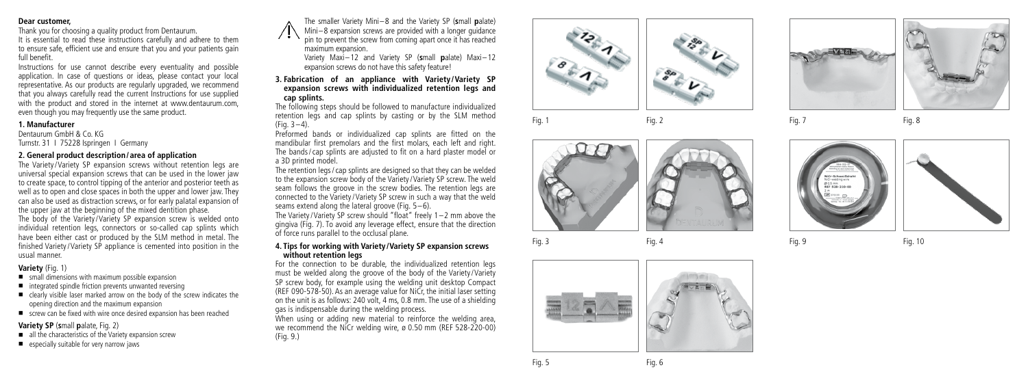**Dear customer,**

Thank you for choosing a quality product from Dentaurum.

It is essential to read these instructions carefully and adhere to them to ensure safe, efficient use and ensure that you and your patients gain full benefit.

Instructions for use cannot describe every eventuality and possible application. In case of questions or ideas, please contact your local representative. As our products are regularly upgraded, we recommend that you always carefully read the current Instructions for use supplied with the product and stored in the internet at www.dentaurum.com, even though you may frequently use the same product.

## 1. Manufacturer

Dentaurum GmbH & Co. KG
Turnstr. 31 I 75228 Ispringen I Germany

## 2. General product description / area of application

The Variety / Variety SP expansion screws without retention legs are universal special expansion screws that can be used in the lower jaw to create space, to control tipping of the anterior and posterior teeth as well as to open and close spaces in both the upper and lower jaw. They can also be used as distraction screws, or for early palatal expansion of the upper jaw at the beginning of the mixed dentition phase.

The body of the Variety / Variety SP expansion screw is welded onto individual retention legs, connectors or so-called cap splints which have been either cast or produced by the SLM method in metal. The finished Variety / Variety SP appliance is cemented into position in the usual manner.

**Variety** (Fig. 1)

- small dimensions with maximum possible expansion
- integrated spindle friction prevents unwanted reversing
- clearly visible laser marked arrow on the body of the screw indicates the opening direction and the maximum expansion
- screw can be fixed with wire once desired expansion has been reached

**Variety SP** (**s**mall **p**alate, Fig. 2)

- all the characteristics of the Variety expansion screw
- especially suitable for very narrow jaws

⚠ The smaller Variety Mini – 8 and the Variety SP (**s**mall **p**alate) Mini – 8 expansion screws are provided with a longer guidance pin to prevent the screw from coming apart once it has reached maximum expansion.
Variety Maxi – 12 and Variety SP (**s**mall **p**alate) Maxi – 12 expansion screws do not have this safety feature!

## 3. Fabrication of an appliance with Variety / Variety SP expansion screws with individualized retention legs and cap splints.

The following steps should be followed to manufacture individualized retention legs and cap splints by casting or by the SLM method (Fig. 3 – 4).

Preformed bands or individualized cap splints are fitted on the mandibular first premolars and the first molars, each left and right. The bands / cap splints are adjusted to fit on a hard plaster model or a 3D printed model.

The retention legs / cap splints are designed so that they can be welded to the expansion screw body of the Variety / Variety SP screw. The weld seam follows the groove in the screw bodies. The retention legs are connected to the Variety / Variety SP screw in such a way that the weld seams extend along the lateral groove (Fig. 5 – 6).

The Variety / Variety SP screw should "float" freely 1 – 2 mm above the gingiva (Fig. 7). To avoid any leverage effect, ensure that the direction of force runs parallel to the occlusal plane.

## 4. Tips for working with Variety / Variety SP expansion screws without retention legs

For the connection to be durable, the individualized retention legs must be welded along the groove of the body of the Variety / Variety SP screw body, for example using the welding unit desktop Compact (REF 090-578-50). As an average value for NiCr, the initial laser setting on the unit is as follows: 240 volt, 4 ms, 0.8 mm. The use of a shielding gas is indispensable during the welding process.

When using or adding new material to reinforce the welding area, we recommend the NiCr welding wire, ø 0.50 mm (REF 528-220-00) (Fig. 9.)

Fig. 1

Fig. 2

Fig. 3

Fig. 4

Fig. 5

Fig. 6

Fig. 7

Fig. 8

Fig. 9

Fig. 10